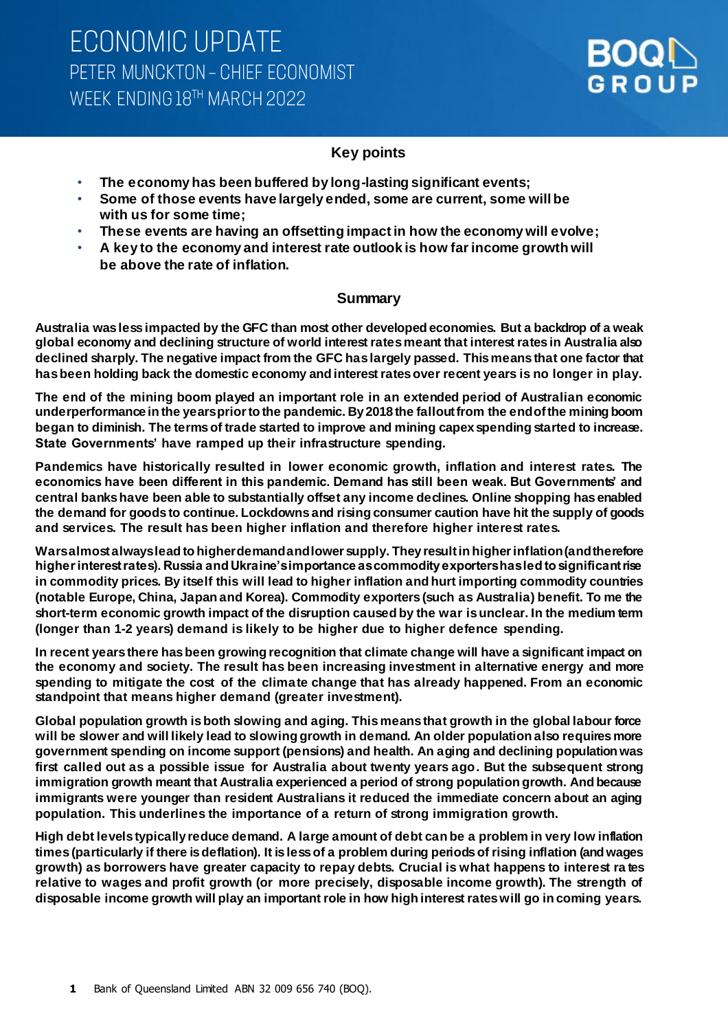# ECONOMIC UPDATE

## PETER MUNCKTON – CHIEF ECONOMIST

## WEEK ENDING 18TH MARCH 2022

### Key points

- **The economy has been buffered by long-lasting significant events;**
- **Some of those events have largely ended, some are current, some will be with us for some time;**
- **These events are having an offsetting impact in how the economy will evolve;**
- **A key to the economy and interest rate outlook is how far income growth will be above the rate of inflation.**

### Summary

**Australia was less impacted by the GFC than most other developed economies. But a backdrop of a weak global economy and declining structure of world interest rates meant that interest rates in Australia also declined sharply. The negative impact from the GFC has largely passed. This means that one factor that has been holding back the domestic economy and interest rates over recent years is no longer in play.**

**The end of the mining boom played an important role in an extended period of Australian economic underperformance in the years prior to the pandemic. By 2018 the fallout from the end of the mining boom began to diminish. The terms of trade started to improve and mining capex spending started to increase. State Governments' have ramped up their infrastructure spending.**

**Pandemics have historically resulted in lower economic growth, inflation and interest rates. The economics have been different in this pandemic. Demand has still been weak. But Governments' and central banks have been able to substantially offset any income declines. Online shopping has enabled the demand for goods to continue. Lockdowns and rising consumer caution have hit the supply of goods and services. The result has been higher inflation and therefore higher interest rates.**

**Wars almost always lead to higher demand and lower supply. They result in higher inflation (and therefore higher interest rates). Russia and Ukraine's importance as commodity exporters has led to significant rise in commodity prices. By itself this will lead to higher inflation and hurt importing commodity countries (notable Europe, China, Japan and Korea). Commodity exporters (such as Australia) benefit. To me the short-term economic growth impact of the disruption caused by the war is unclear. In the medium term (longer than 1-2 years) demand is likely to be higher due to higher defence spending.**

**In recent years there has been growing recognition that climate change will have a significant impact on the economy and society. The result has been increasing investment in alternative energy and more spending to mitigate the cost of the climate change that has already happened. From an economic standpoint that means higher demand (greater investment).**

**Global population growth is both slowing and aging. This means that growth in the global labour force will be slower and will likely lead to slowing growth in demand. An older population also requires more government spending on income support (pensions) and health. An aging and declining population was first called out as a possible issue for Australia about twenty years ago. But the subsequent strong immigration growth meant that Australia experienced a period of strong population growth. And because immigrants were younger than resident Australians it reduced the immediate concern about an aging population. This underlines the importance of a return of strong immigration growth.**

**High debt levels typically reduce demand. A large amount of debt can be a problem in very low inflation times (particularly if there is deflation). It is less of a problem during periods of rising inflation (and wages growth) as borrowers have greater capacity to repay debts. Crucial is what happens to interest rates relative to wages and profit growth (or more precisely, disposable income growth). The strength of disposable income growth will play an important role in how high interest rates will go in coming years.**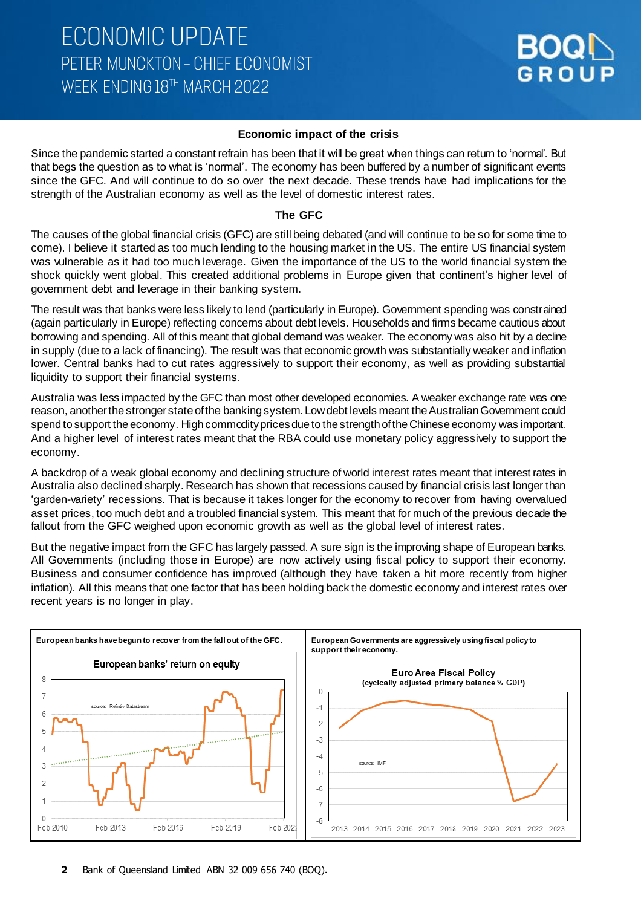## Economic impact of the crisis

Since the pandemic started a constant refrain has been that it will be great when things can return to 'normal'. But that begs the question as to what is 'normal'. The economy has been buffeted by a number of significant events since the GFC. And will continue to do so over the next decade. These trends have had implications for the strength of the Australian economy as well as the level of domestic interest rates.

### The GFC

The causes of the global financial crisis (GFC) are still being debated (and will continue to be so for some time to come). I believe it started as too much lending to the housing market in the US. The entire US financial system was vulnerable as it had too much leverage. Given the importance of the US to the world financial system the shock quickly went global. This created additional problems in Europe given that continent's higher level of government debt and leverage in their banking system.

The result was that banks were less likely to lend (particularly in Europe). Government spending was constrained (again particularly in Europe) reflecting concerns about debt levels. Households and firms became cautious about borrowing and spending. All of this meant that global demand was weaker. The economy was also hit by a decline in supply (due to a lack of financing). The result was that economic growth was substantially weaker and inflation lower. Central banks had to cut rates aggressively to support their economy, as well as providing substantial liquidity to support their financial systems.

Australia was less impacted by the GFC than most other developed economies. A weaker exchange rate was one reason, another the stronger state of the banking system. Low debt levels meant the Australian Government could spend to support the economy. High commodity prices due to the strength of the Chinese economy was important. And a higher level of interest rates meant that the RBA could use monetary policy aggressively to support the economy.

A backdrop of a weak global economy and declining structure of world interest rates meant that interest rates in Australia also declined sharply. Research has shown that recessions caused by financial crisis last longer than 'garden-variety' recessions. That is because it takes longer for the economy to recover from having overvalued asset prices, too much debt and a troubled financial system. This meant that for much of the previous decade the fallout from the GFC weighed upon economic growth as well as the global level of interest rates.

But the negative impact from the GFC has largely passed. A sure sign is the improving shape of European banks. All Governments (including those in Europe) are now actively using fiscal policy to support their economy. Business and consumer confidence has improved (although they have taken a hit more recently from higher inflation). All this means that one factor that has been holding back the domestic economy and interest rates over recent years is no longer in play.

**European banks have begun to recover from the fall out of the GFC.**

European banks' return on equity (source: Refinitiv Datastream)

**European Governments are aggressively using fiscal policy to support their economy.**

Euro Area Fiscal Policy (cycically-adjusted primary balance % GDP) (source: IMF)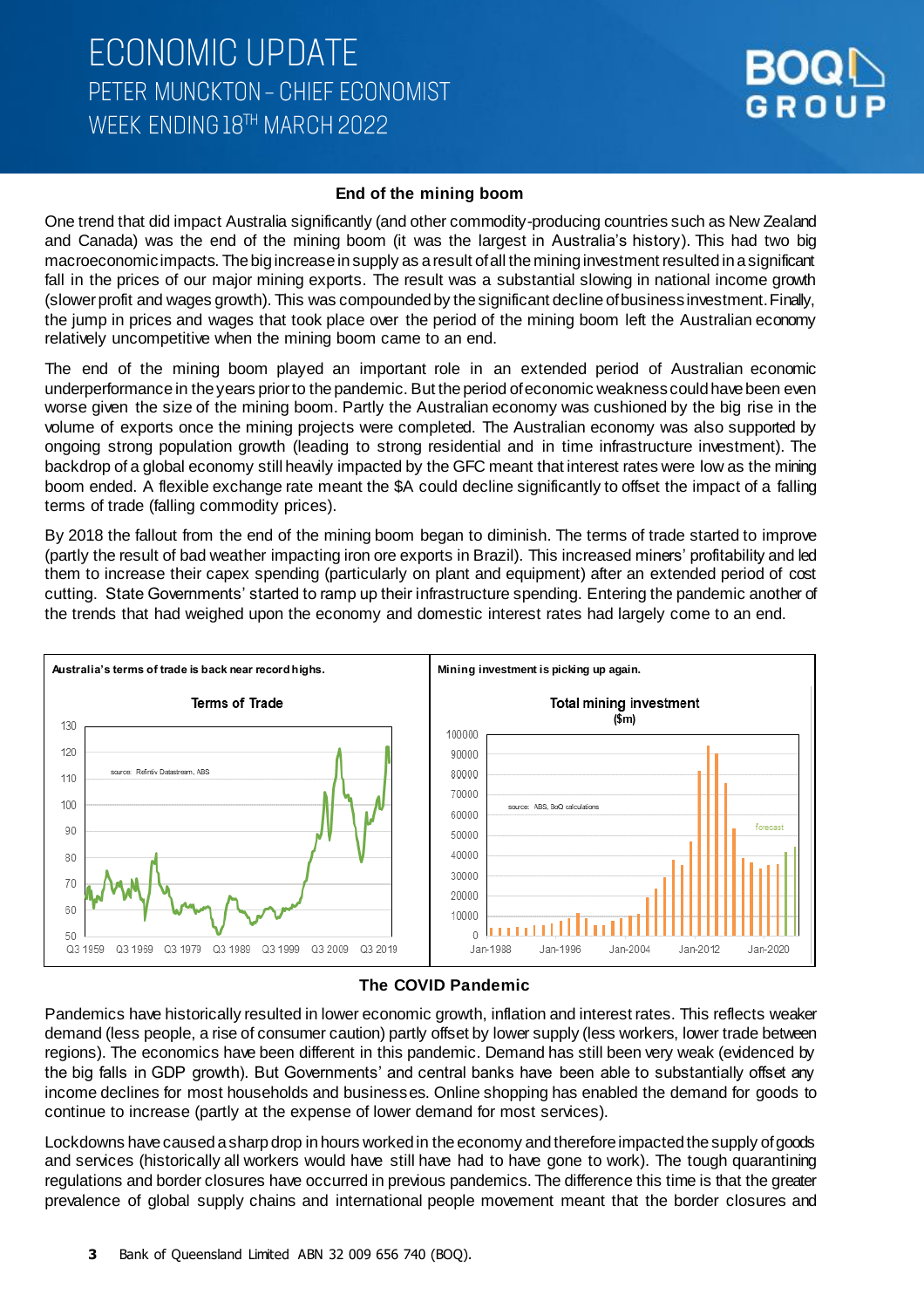## End of the mining boom

One trend that did impact Australia significantly (and other commodity-producing countries such as New Zealand and Canada) was the end of the mining boom (it was the largest in Australia's history). This had two big macroeconomic impacts. The big increase in supply as a result of all the mining investment resulted in a significant fall in the prices of our major mining exports. The result was a substantial slowing in national income growth (slower profit and wages growth). This was compounded by the significant decline of business investment. Finally, the jump in prices and wages that took place over the period of the mining boom left the Australian economy relatively uncompetitive when the mining boom came to an end.

The end of the mining boom played an important role in an extended period of Australian economic underperformance in the years prior to the pandemic. But the period of economic weakness could have been even worse given the size of the mining boom. Partly the Australian economy was cushioned by the big rise in the volume of exports once the mining projects were completed. The Australian economy was also supported by ongoing strong population growth (leading to strong residential and in time infrastructure investment). The backdrop of a global economy still heavily impacted by the GFC meant that interest rates were low as the mining boom ended. A flexible exchange rate meant the $A could decline significantly to offset the impact of a falling terms of trade (falling commodity prices).

By 2018 the fallout from the end of the mining boom began to diminish. The terms of trade started to improve (partly the result of bad weather impacting iron ore exports in Brazil). This increased miners' profitability and led them to increase their capex spending (particularly on plant and equipment) after an extended period of cost cutting. State Governments' started to ramp up their infrastructure spending. Entering the pandemic another of the trends that had weighed upon the economy and domestic interest rates had largely come to an end.

**Australia's terms of trade is back near record highs.**

**Mining investment is picking up again.**

## The COVID Pandemic

Pandemics have historically resulted in lower economic growth, inflation and interest rates. This reflects weaker demand (less people, a rise of consumer caution) partly offset by lower supply (less workers, lower trade between regions). The economics have been different in this pandemic. Demand has still been very weak (evidenced by the big falls in GDP growth). But Governments' and central banks have been able to substantially offset any income declines for most households and businesses. Online shopping has enabled the demand for goods to continue to increase (partly at the expense of lower demand for most services).

Lockdowns have caused a sharp drop in hours worked in the economy and therefore impacted the supply of goods and services (historically all workers would have still have had to have gone to work). The tough quarantining regulations and border closures have occurred in previous pandemics. The difference this time is that the greater prevalence of global supply chains and international people movement meant that the border closures and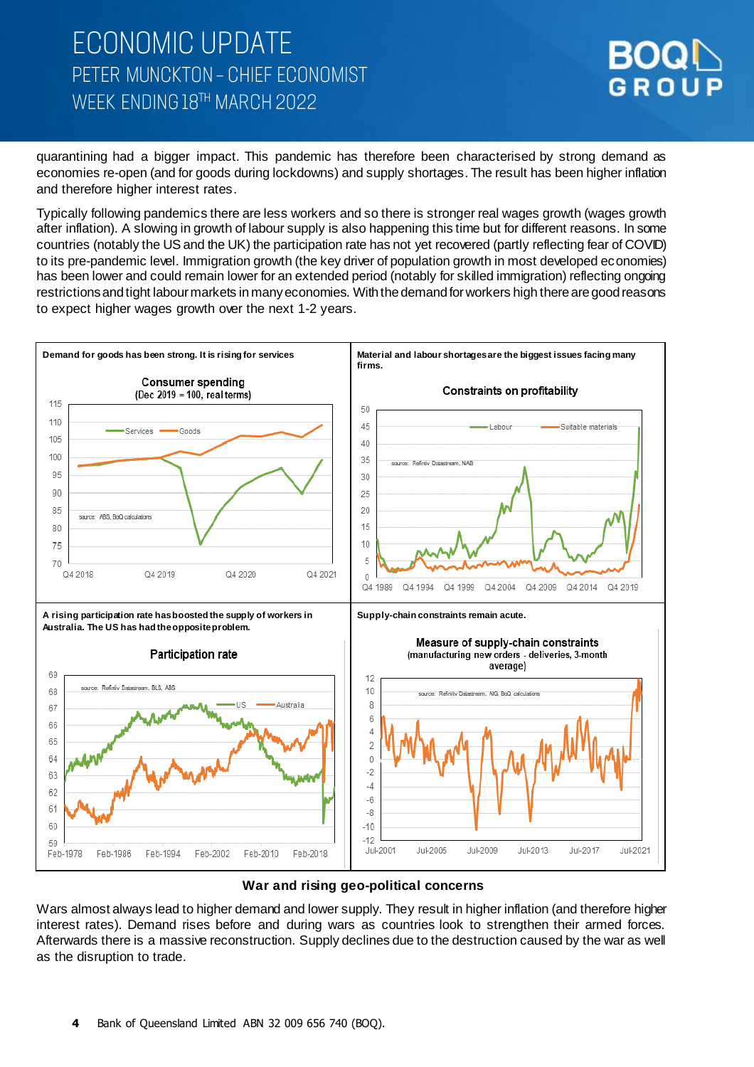quarantining had a bigger impact. This pandemic has therefore been characterised by strong demand as economies re-open (and for goods during lockdowns) and supply shortages. The result has been higher inflation and therefore higher interest rates.

Typically following pandemics there are less workers and so there is stronger real wages growth (wages growth after inflation). A slowing in growth of labour supply is also happening this time but for different reasons. In some countries (notably the US and the UK) the participation rate has not yet recovered (partly reflecting fear of COVID) to its pre-pandemic level. Immigration growth (the key driver of population growth in most developed economies) has been lower and could remain lower for an extended period (notably for skilled immigration) reflecting ongoing restrictions and tight labour markets in many economies. With the demand for workers high there are good reasons to expect higher wages growth over the next 1-2 years.

**Demand for goods has been strong. It is rising for services**

**Material and labour shortages are the biggest issues facing many firms.**

**A rising participation rate has boosted the supply of workers in Australia. The US has had the opposite problem.**

**Supply-chain constraints remain acute.**

## War and rising geo-political concerns

Wars almost always lead to higher demand and lower supply. They result in higher inflation (and therefore higher interest rates). Demand rises before and during wars as countries look to strengthen their armed forces. Afterwards there is a massive reconstruction. Supply declines due to the destruction caused by the war as well as the disruption to trade.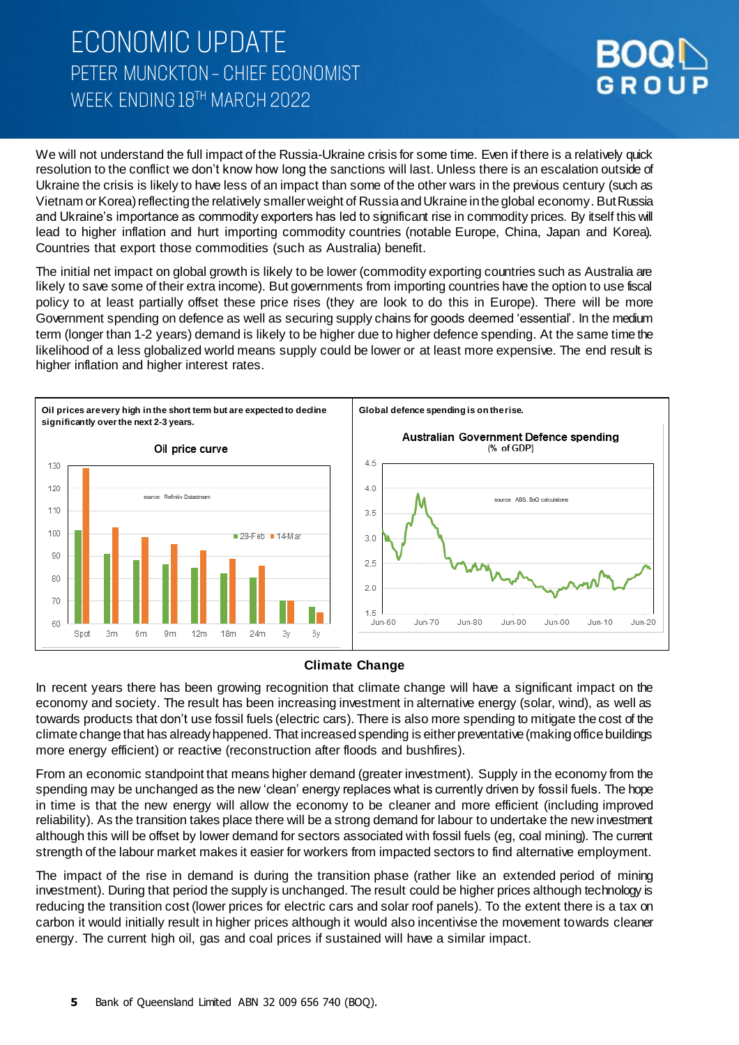We will not understand the full impact of the Russia-Ukraine crisis for some time. Even if there is a relatively quick resolution to the conflict we don't know how long the sanctions will last. Unless there is an escalation outside of Ukraine the crisis is likely to have less of an impact than some of the other wars in the previous century (such as Vietnam or Korea) reflecting the relatively smaller weight of Russia and Ukraine in the global economy. But Russia and Ukraine's importance as commodity exporters has led to significant rise in commodity prices. By itself this will lead to higher inflation and hurt importing commodity countries (notable Europe, China, Japan and Korea). Countries that export those commodities (such as Australia) benefit.

The initial net impact on global growth is likely to be lower (commodity exporting countries such as Australia are likely to save some of their extra income). But governments from importing countries have the option to use fiscal policy to at least partially offset these price rises (they are look to do this in Europe). There will be more Government spending on defence as well as securing supply chains for goods deemed 'essential'. In the medium term (longer than 1-2 years) demand is likely to be higher due to higher defence spending. At the same time the likelihood of a less globalized world means supply could be lower or at least more expensive. The end result is higher inflation and higher interest rates.

**Oil prices are very high in the short term but are expected to decline significantly over the next 2-3 years.**

Oil price curve

| | Spot | 3m | 6m | 9m | 12m | 18m | 24m | 3y | 5y |
|---|---|---|---|---|---|---|---|---|---|
| 23-Feb | ~102 | ~91 | ~88 | ~86 | ~85 | ~82 | ~80 | ~70 | ~67 |
| 14-Mar | ~128 | ~103 | ~99 | ~95 | ~92 | ~89 | ~86 | ~70 | ~65 |

source: Refinitiv Datastream

**Global defence spending is on the rise.**

Australian Government Defence spending (% of GDP)

source: ABS, BoQ calculations

## Climate Change

In recent years there has been growing recognition that climate change will have a significant impact on the economy and society. The result has been increasing investment in alternative energy (solar, wind), as well as towards products that don't use fossil fuels (electric cars). There is also more spending to mitigate the cost of the climate change that has already happened. That increased spending is either preventative (making office buildings more energy efficient) or reactive (reconstruction after floods and bushfires).

From an economic standpoint that means higher demand (greater investment). Supply in the economy from the spending may be unchanged as the new 'clean' energy replaces what is currently driven by fossil fuels. The hope in time is that the new energy will allow the economy to be cleaner and more efficient (including improved reliability). As the transition takes place there will be a strong demand for labour to undertake the new investment although this will be offset by lower demand for sectors associated with fossil fuels (eg, coal mining). The current strength of the labour market makes it easier for workers from impacted sectors to find alternative employment.

The impact of the rise in demand is during the transition phase (rather like an extended period of mining investment). During that period the supply is unchanged. The result could be higher prices although technology is reducing the transition cost (lower prices for electric cars and solar roof panels). To the extent there is a tax on carbon it would initially result in higher prices although it would also incentivise the movement towards cleaner energy. The current high oil, gas and coal prices if sustained will have a similar impact.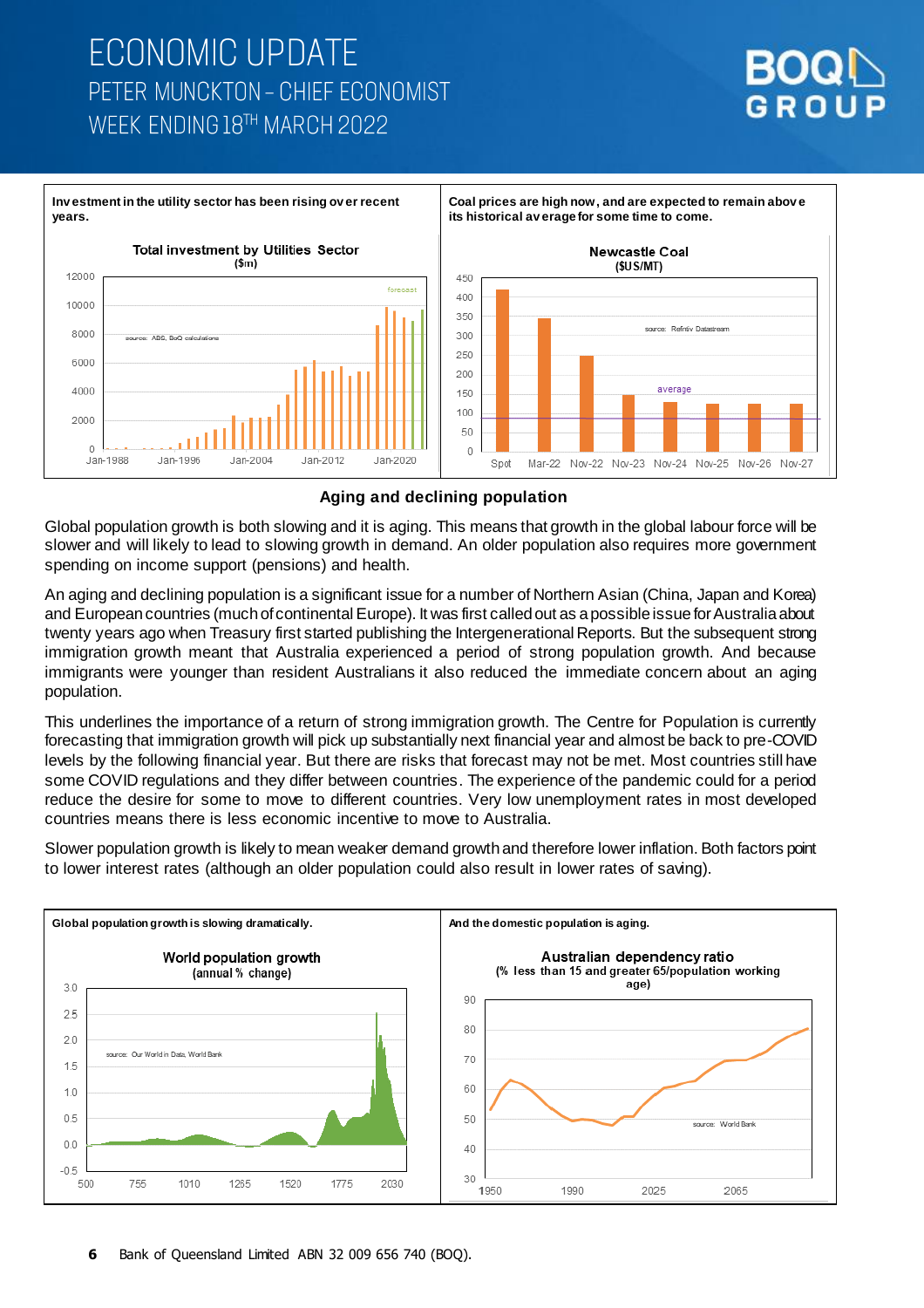# ECONOMIC UPDATE

PETER MUNCKTON – CHIEF ECONOMIST

WEEK ENDING 18TH MARCH 2022

**Investment in the utility sector has been rising over recent years.**

**Coal prices are high now, and are expected to remain above its historical average for some time to come.**

**And the domestic population is aging.**

## Aging and declining population

Global population growth is both slowing and it is aging. This means that growth in the global labour force will be slower and will likely to lead to slowing growth in demand. An older population also requires more government spending on income support (pensions) and health.

An aging and declining population is a significant issue for a number of Northern Asian (China, Japan and Korea) and European countries (much of continental Europe). It was first called out as a possible issue for Australia about twenty years ago when Treasury first started publishing the Intergenerational Reports. But the subsequent strong immigration growth meant that Australia experienced a period of strong population growth. And because immigrants were younger than resident Australians it also reduced the immediate concern about an aging population.

This underlines the importance of a return of strong immigration growth. The Centre for Population is currently forecasting that immigration growth will pick up substantially next financial year and almost be back to pre-COVID levels by the following financial year. But there are risks that forecast may not be met. Most countries still have some COVID regulations and they differ between countries. The experience of the pandemic could for a period reduce the desire for some to move to different countries. Very low unemployment rates in most developed countries means there is less economic incentive to move to Australia.

Slower population growth is likely to mean weaker demand growth and therefore lower inflation. Both factors point to lower interest rates (although an older population could also result in lower rates of saving).

**Global population growth is slowing dramatically.**

**And the domestic population is aging.**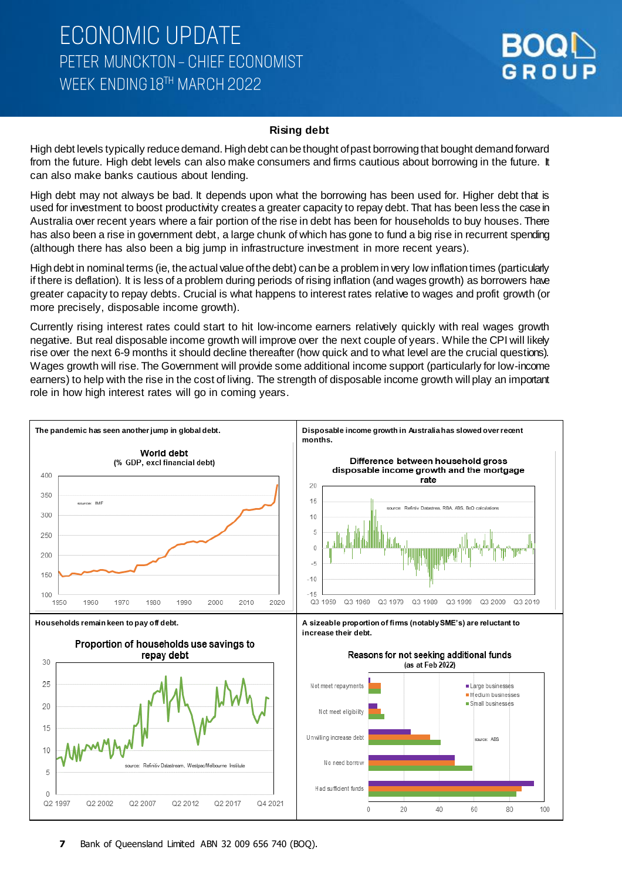# ECONOMIC UPDATE
## PETER MUNCKTON – CHIEF ECONOMIST
## WEEK ENDING 18TH MARCH 2022

### Rising debt

High debt levels typically reduce demand. High debt can be thought of past borrowing that bought demand forward from the future. High debt levels can also make consumers and firms cautious about borrowing in the future. It can also make banks cautious about lending.

High debt may not always be bad. It depends upon what the borrowing has been used for. Higher debt that is used for investment to boost productivity creates a greater capacity to repay debt. That has been less the case in Australia over recent years where a fair portion of the rise in debt has been for households to buy houses. There has also been a rise in government debt, a large chunk of which has gone to fund a big rise in recurrent spending (although there has also been a big jump in infrastructure investment in more recent years).

High debt in nominal terms (ie, the actual value of the debt) can be a problem in very low inflation times (particularly if there is deflation). It is less of a problem during periods of rising inflation (and wages growth) as borrowers have greater capacity to repay debts. Crucial is what happens to interest rates relative to wages and profit growth (or more precisely, disposable income growth).

Currently rising interest rates could start to hit low-income earners relatively quickly with real wages growth negative. But real disposable income growth will improve over the next couple of years. While the CPI will likely rise over the next 6-9 months it should decline thereafter (how quick and to what level are the crucial questions). Wages growth will rise. The Government will provide some additional income support (particularly for low-income earners) to help with the rise in the cost of living. The strength of disposable income growth will play an important role in how high interest rates will go in coming years.

**The pandemic has seen another jump in global debt.**

World debt (% GDP, excl financial debt) — source: IMF

**Disposable income growth in Australia has slowed over recent months.**

Difference between household gross disposable income growth and the mortgage rate — source: Refinitiv Datastream, RBA, ABS, BoQ calculations

**Households remain keen to pay off debt.**

Proportion of households use savings to repay debt — source: Refinitiv Datastream, Westpac/Melbourne Institute

**A sizeable proportion of firms (notably SME's) are reluctant to increase their debt.**

Reasons for not seeking additional funds (as at Feb 2022) — source: ABS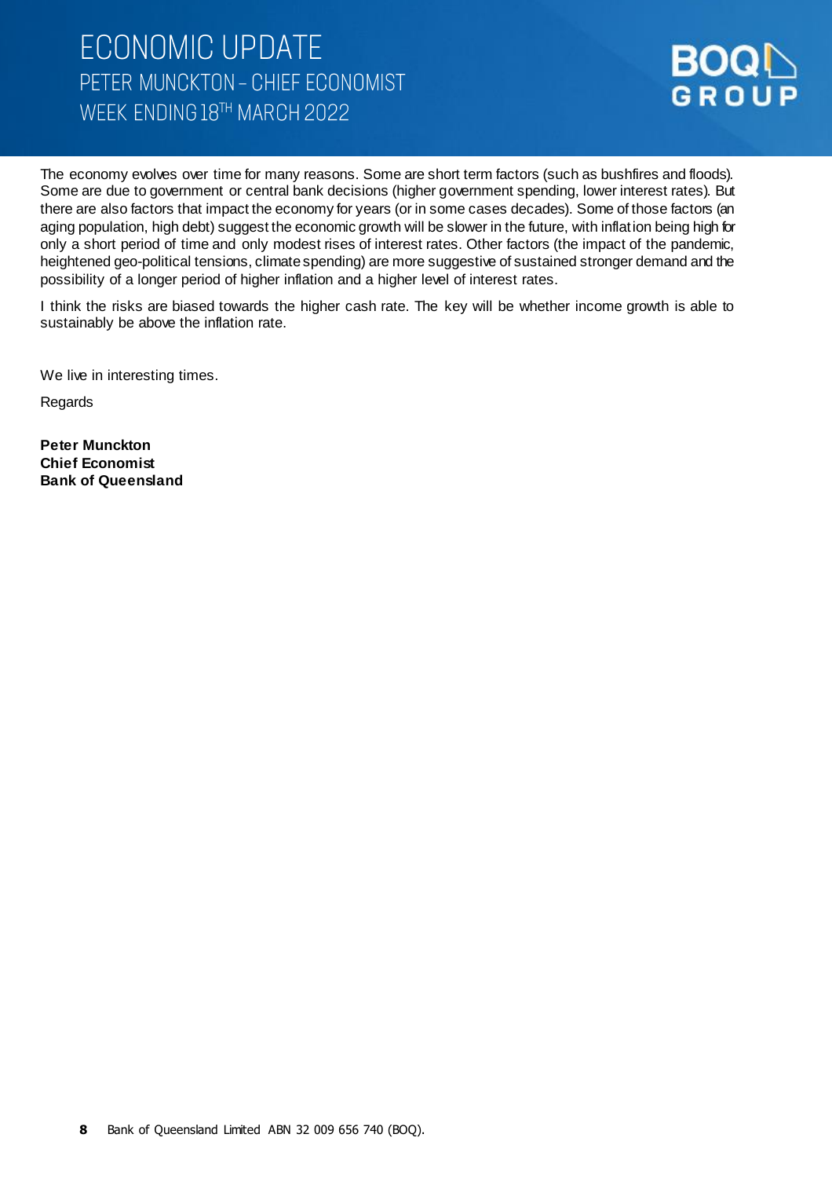The economy evolves over time for many reasons. Some are short term factors (such as bushfires and floods). Some are due to government or central bank decisions (higher government spending, lower interest rates). But there are also factors that impact the economy for years (or in some cases decades). Some of those factors (an aging population, high debt) suggest the economic growth will be slower in the future, with inflation being high for only a short period of time and only modest rises of interest rates. Other factors (the impact of the pandemic, heightened geo-political tensions, climate spending) are more suggestive of sustained stronger demand and the possibility of a longer period of higher inflation and a higher level of interest rates.

I think the risks are biased towards the higher cash rate. The key will be whether income growth is able to sustainably be above the inflation rate.

We live in interesting times.

Regards

**Peter Munckton**
**Chief Economist**
**Bank of Queensland**